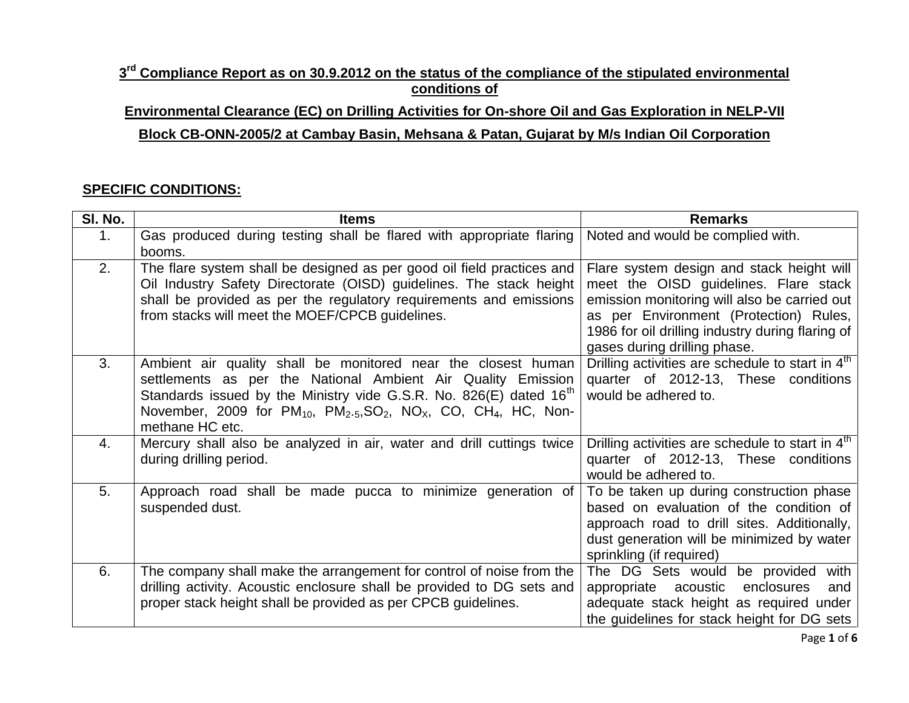## 3rd Compliance Report as on 30.9.2012 on the status of the compliance of the stipulated environmental conditions of

## Environmental Clearance (EC) on Drilling Activities for On-shore Oil and Gas Exploration in NELP-VII Block CB-ONN-2005/2 at Cambay Basin, Mehsana & Patan, Gujarat by M/s Indian Oil Corporation

### SPECIFIC CONDITIONS:

| Sl. No. | Items | Remarks |
|---|---|---|
| 1. | Gas produced during testing shall be flared with appropriate flaring booms. | Noted and would be complied with. |
| 2. | The flare system shall be designed as per good oil field practices and Oil Industry Safety Directorate (OISD) guidelines. The stack height shall be provided as per the regulatory requirements and emissions from stacks will meet the MOEF/CPCB guidelines. | Flare system design and stack height will meet the OISD guidelines. Flare stack emission monitoring will also be carried out as per Environment (Protection) Rules, 1986 for oil drilling industry during flaring of gases during drilling phase. |
| 3. | Ambient air quality shall be monitored near the closest human settlements as per the National Ambient Air Quality Emission Standards issued by the Ministry vide G.S.R. No. 826(E) dated 16th November, 2009 for $PM_{10}$, $PM_{2.5}$, $SO_2$, $NO_X$, CO, $CH_4$, HC, Non-methane HC etc. | Drilling activities are schedule to start in 4th quarter of 2012-13, These conditions would be adhered to. |
| 4. | Mercury shall also be analyzed in air, water and drill cuttings twice during drilling period. | Drilling activities are schedule to start in 4th quarter of 2012-13, These conditions would be adhered to. |
| 5. | Approach road shall be made pucca to minimize generation of suspended dust. | To be taken up during construction phase based on evaluation of the condition of approach road to drill sites. Additionally, dust generation will be minimized by water sprinkling (if required) |
| 6. | The company shall make the arrangement for control of noise from the drilling activity. Acoustic enclosure shall be provided to DG sets and proper stack height shall be provided as per CPCB guidelines. | The DG Sets would be provided with appropriate acoustic enclosures and adequate stack height as required under the guidelines for stack height for DG sets |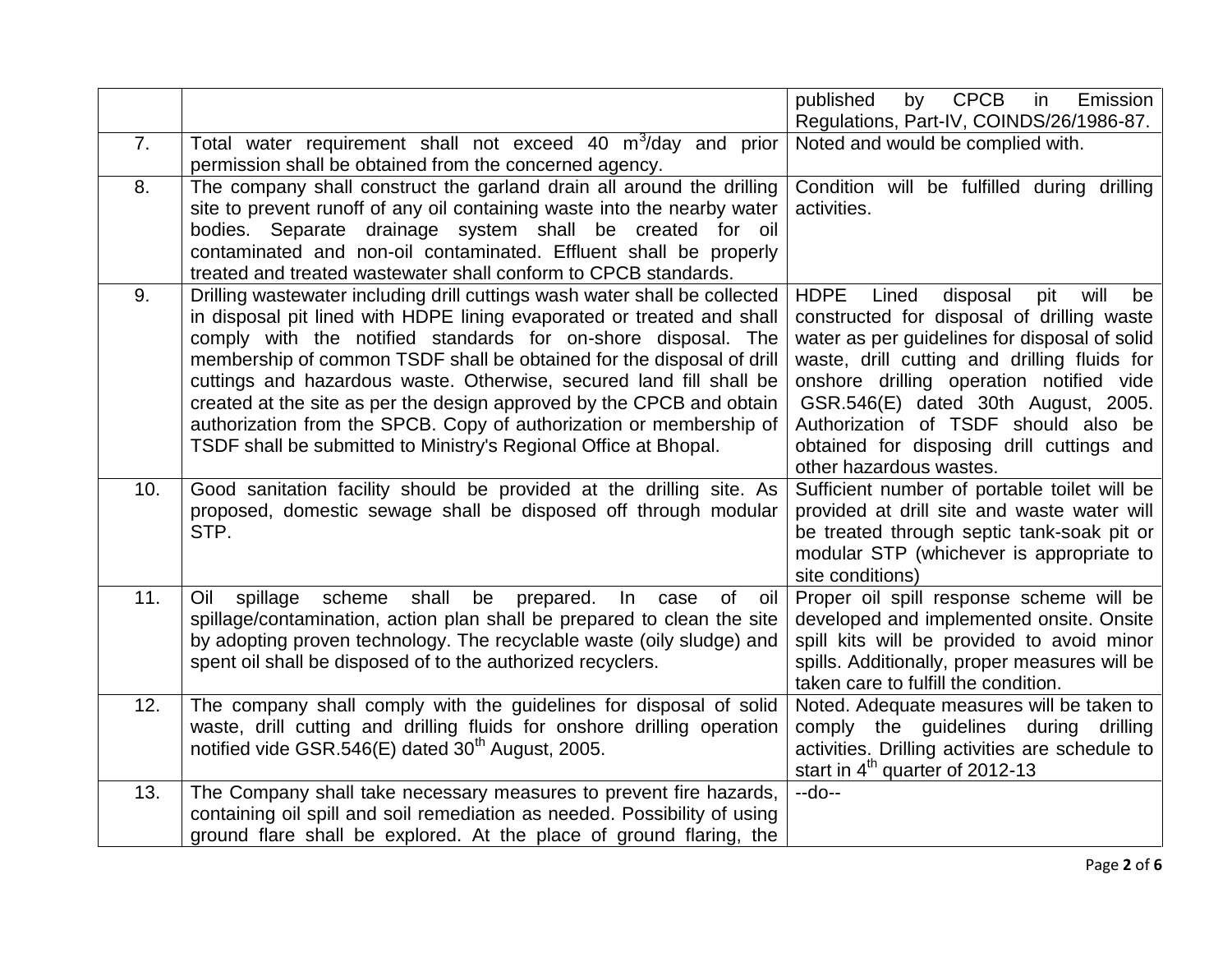| | | |
|---|---|---|
| | | published by CPCB in Emission Regulations, Part-IV, COINDS/26/1986-87. |
| 7. | Total water requirement shall not exceed 40 $m^3$/day and prior permission shall be obtained from the concerned agency. | Noted and would be complied with. |
| 8. | The company shall construct the garland drain all around the drilling site to prevent runoff of any oil containing waste into the nearby water bodies. Separate drainage system shall be created for oil contaminated and non-oil contaminated. Effluent shall be properly treated and treated wastewater shall conform to CPCB standards. | Condition will be fulfilled during drilling activities. |
| 9. | Drilling wastewater including drill cuttings wash water shall be collected in disposal pit lined with HDPE lining evaporated or treated and shall comply with the notified standards for on-shore disposal. The membership of common TSDF shall be obtained for the disposal of drill cuttings and hazardous waste. Otherwise, secured land fill shall be created at the site as per the design approved by the CPCB and obtain authorization from the SPCB. Copy of authorization or membership of TSDF shall be submitted to Ministry's Regional Office at Bhopal. | HDPE Lined disposal pit will be constructed for disposal of drilling waste water as per guidelines for disposal of solid waste, drill cutting and drilling fluids for onshore drilling operation notified vide GSR.546(E) dated 30th August, 2005. Authorization of TSDF should also be obtained for disposing drill cuttings and other hazardous wastes. |
| 10. | Good sanitation facility should be provided at the drilling site. As proposed, domestic sewage shall be disposed off through modular STP. | Sufficient number of portable toilet will be provided at drill site and waste water will be treated through septic tank-soak pit or modular STP (whichever is appropriate to site conditions) |
| 11. | Oil spillage scheme shall be prepared. In case of oil spillage/contamination, action plan shall be prepared to clean the site by adopting proven technology. The recyclable waste (oily sludge) and spent oil shall be disposed of to the authorized recyclers. | Proper oil spill response scheme will be developed and implemented onsite. Onsite spill kits will be provided to avoid minor spills. Additionally, proper measures will be taken care to fulfill the condition. |
| 12. | The company shall comply with the guidelines for disposal of solid waste, drill cutting and drilling fluids for onshore drilling operation notified vide GSR.546(E) dated 30th August, 2005. | Noted. Adequate measures will be taken to comply the guidelines during drilling activities. Drilling activities are schedule to start in 4th quarter of 2012-13 |
| 13. | The Company shall take necessary measures to prevent fire hazards, containing oil spill and soil remediation as needed. Possibility of using ground flare shall be explored. At the place of ground flaring, the | --do-- |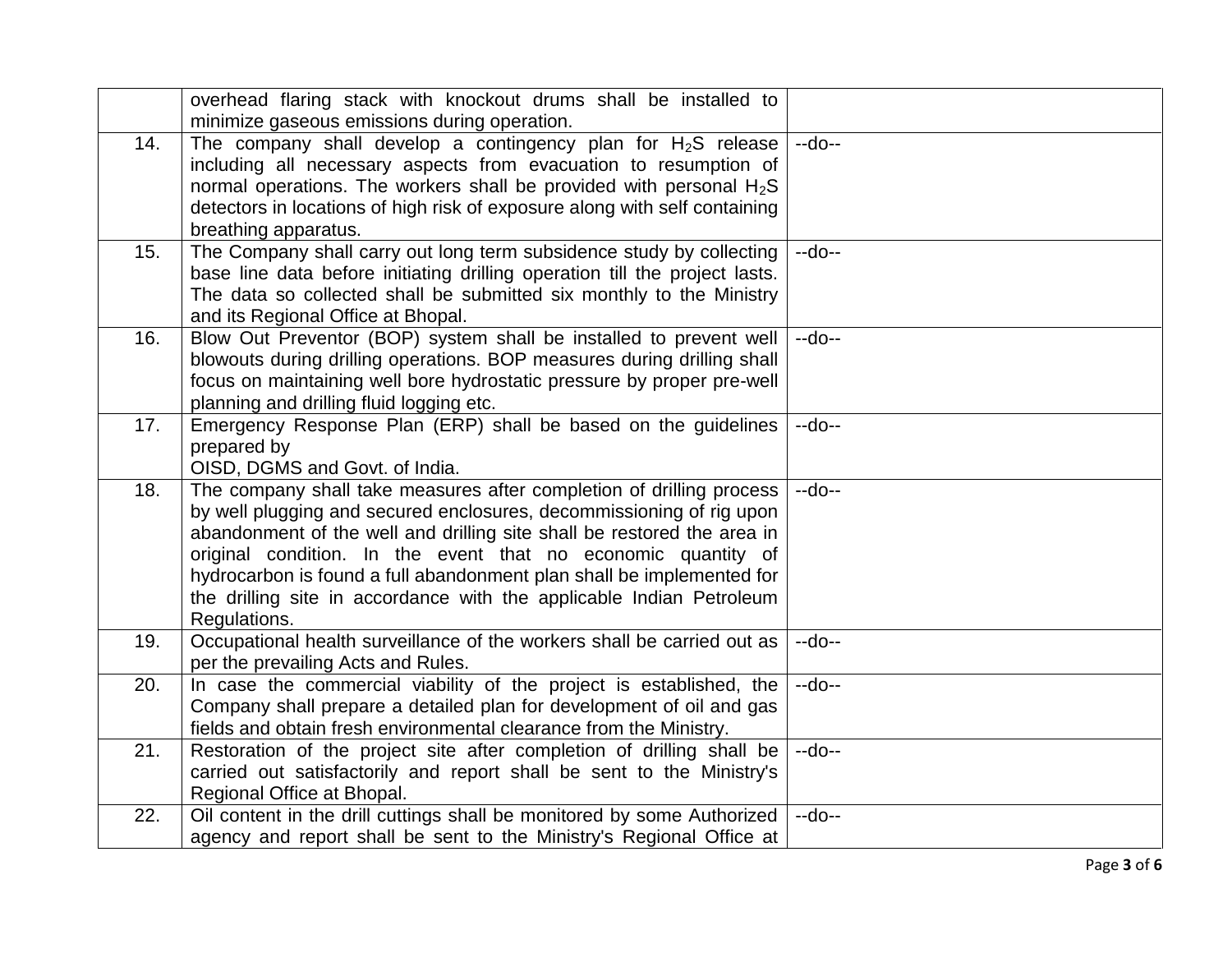| | | |
|---|---|---|
| | overhead flaring stack with knockout drums shall be installed to minimize gaseous emissions during operation. | |
| 14. | The company shall develop a contingency plan for $H_2S$ release including all necessary aspects from evacuation to resumption of normal operations. The workers shall be provided with personal $H_2S$ detectors in locations of high risk of exposure along with self containing breathing apparatus. | --do-- |
| 15. | The Company shall carry out long term subsidence study by collecting base line data before initiating drilling operation till the project lasts. The data so collected shall be submitted six monthly to the Ministry and its Regional Office at Bhopal. | --do-- |
| 16. | Blow Out Preventor (BOP) system shall be installed to prevent well blowouts during drilling operations. BOP measures during drilling shall focus on maintaining well bore hydrostatic pressure by proper pre-well planning and drilling fluid logging etc. | --do-- |
| 17. | Emergency Response Plan (ERP) shall be based on the guidelines prepared by OISD, DGMS and Govt. of India. | --do-- |
| 18. | The company shall take measures after completion of drilling process by well plugging and secured enclosures, decommissioning of rig upon abandonment of the well and drilling site shall be restored the area in original condition. In the event that no economic quantity of hydrocarbon is found a full abandonment plan shall be implemented for the drilling site in accordance with the applicable Indian Petroleum Regulations. | --do-- |
| 19. | Occupational health surveillance of the workers shall be carried out as per the prevailing Acts and Rules. | --do-- |
| 20. | In case the commercial viability of the project is established, the Company shall prepare a detailed plan for development of oil and gas fields and obtain fresh environmental clearance from the Ministry. | --do-- |
| 21. | Restoration of the project site after completion of drilling shall be carried out satisfactorily and report shall be sent to the Ministry's Regional Office at Bhopal. | --do-- |
| 22. | Oil content in the drill cuttings shall be monitored by some Authorized agency and report shall be sent to the Ministry's Regional Office at | --do-- |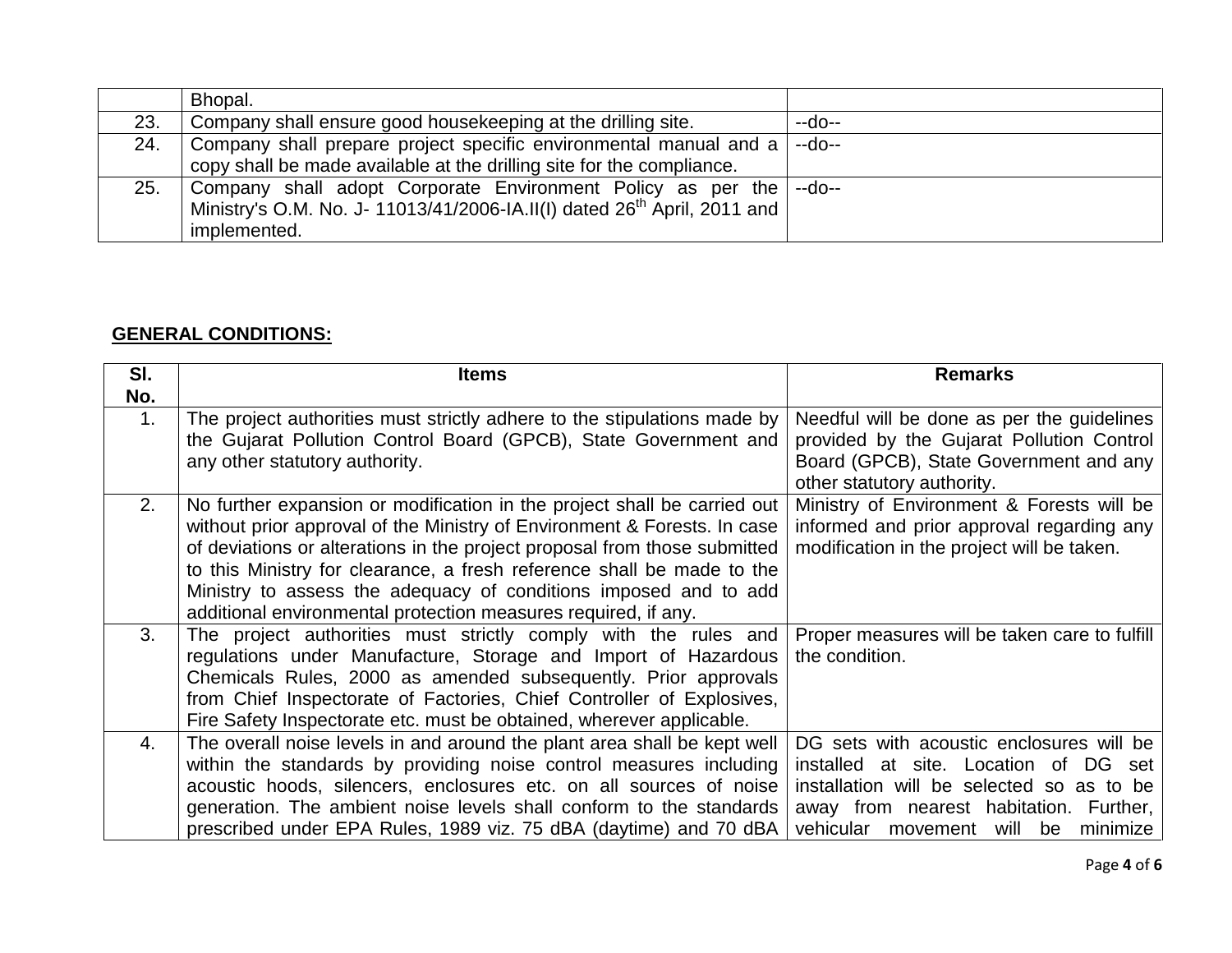|  |  |  |
|---|---|---|
|  | Bhopal. |  |
| 23. | Company shall ensure good housekeeping at the drilling site. | --do-- |
| 24. | Company shall prepare project specific environmental manual and a copy shall be made available at the drilling site for the compliance. | --do-- |
| 25. | Company shall adopt Corporate Environment Policy as per the Ministry's O.M. No. J- 11013/41/2006-IA.II(I) dated 26th April, 2011 and implemented. | --do-- |

**GENERAL CONDITIONS:**

| Sl. No. | Items | Remarks |
|---|---|---|
| 1. | The project authorities must strictly adhere to the stipulations made by the Gujarat Pollution Control Board (GPCB), State Government and any other statutory authority. | Needful will be done as per the guidelines provided by the Gujarat Pollution Control Board (GPCB), State Government and any other statutory authority. |
| 2. | No further expansion or modification in the project shall be carried out without prior approval of the Ministry of Environment & Forests. In case of deviations or alterations in the project proposal from those submitted to this Ministry for clearance, a fresh reference shall be made to the Ministry to assess the adequacy of conditions imposed and to add additional environmental protection measures required, if any. | Ministry of Environment & Forests will be informed and prior approval regarding any modification in the project will be taken. |
| 3. | The project authorities must strictly comply with the rules and regulations under Manufacture, Storage and Import of Hazardous Chemicals Rules, 2000 as amended subsequently. Prior approvals from Chief Inspectorate of Factories, Chief Controller of Explosives, Fire Safety Inspectorate etc. must be obtained, wherever applicable. | Proper measures will be taken care to fulfill the condition. |
| 4. | The overall noise levels in and around the plant area shall be kept well within the standards by providing noise control measures including acoustic hoods, silencers, enclosures etc. on all sources of noise generation. The ambient noise levels shall conform to the standards prescribed under EPA Rules, 1989 viz. 75 dBA (daytime) and 70 dBA | DG sets with acoustic enclosures will be installed at site. Location of DG set installation will be selected so as to be away from nearest habitation. Further, vehicular movement will be minimize |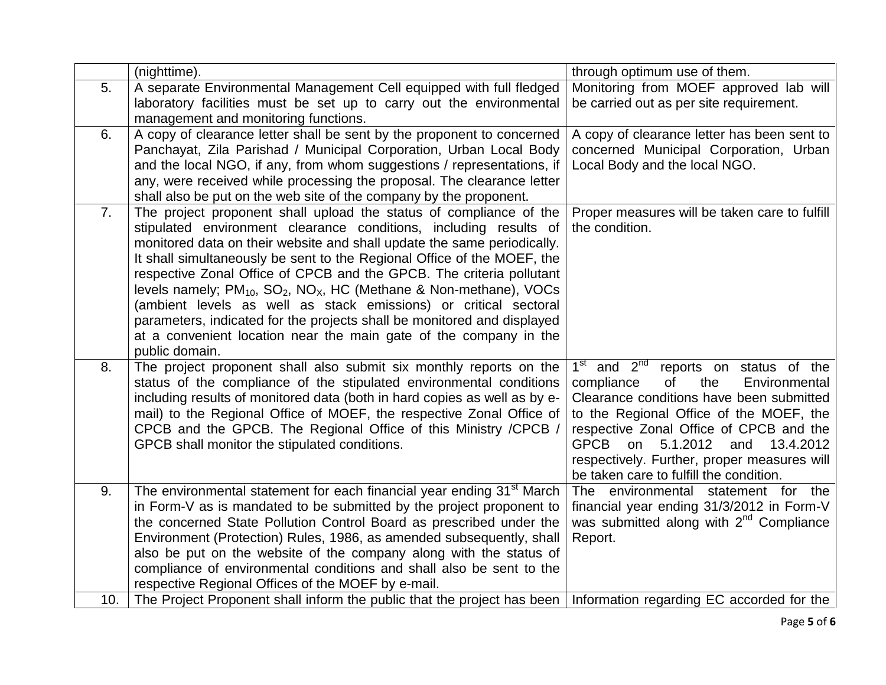| | | |
|---|---|---|
| | (nighttime). | through optimum use of them. |
| 5. | A separate Environmental Management Cell equipped with full fledged laboratory facilities must be set up to carry out the environmental management and monitoring functions. | Monitoring from MOEF approved lab will be carried out as per site requirement. |
| 6. | A copy of clearance letter shall be sent by the proponent to concerned Panchayat, Zila Parishad / Municipal Corporation, Urban Local Body and the local NGO, if any, from whom suggestions / representations, if any, were received while processing the proposal. The clearance letter shall also be put on the web site of the company by the proponent. | A copy of clearance letter has been sent to concerned Municipal Corporation, Urban Local Body and the local NGO. |
| 7. | The project proponent shall upload the status of compliance of the stipulated environment clearance conditions, including results of monitored data on their website and shall update the same periodically. It shall simultaneously be sent to the Regional Office of the MOEF, the respective Zonal Office of CPCB and the GPCB. The criteria pollutant levels namely; $PM_{10}$, $SO_2$, $NO_X$, HC (Methane & Non-methane), VOCs (ambient levels as well as stack emissions) or critical sectoral parameters, indicated for the projects shall be monitored and displayed at a convenient location near the main gate of the company in the public domain. | Proper measures will be taken care to fulfill the condition. |
| 8. | The project proponent shall also submit six monthly reports on the status of the compliance of the stipulated environmental conditions including results of monitored data (both in hard copies as well as by e-mail) to the Regional Office of MOEF, the respective Zonal Office of CPCB and the GPCB. The Regional Office of this Ministry /CPCB / GPCB shall monitor the stipulated conditions. | 1st and 2nd reports on status of the compliance of the Environmental Clearance conditions have been submitted to the Regional Office of the MOEF, the respective Zonal Office of CPCB and the GPCB on 5.1.2012 and 13.4.2012 respectively. Further, proper measures will be taken care to fulfill the condition. |
| 9. | The environmental statement for each financial year ending 31st March in Form-V as is mandated to be submitted by the project proponent to the concerned State Pollution Control Board as prescribed under the Environment (Protection) Rules, 1986, as amended subsequently, shall also be put on the website of the company along with the status of compliance of environmental conditions and shall also be sent to the respective Regional Offices of the MOEF by e-mail. | The environmental statement for the financial year ending 31/3/2012 in Form-V was submitted along with 2nd Compliance Report. |
| 10. | The Project Proponent shall inform the public that the project has been | Information regarding EC accorded for the |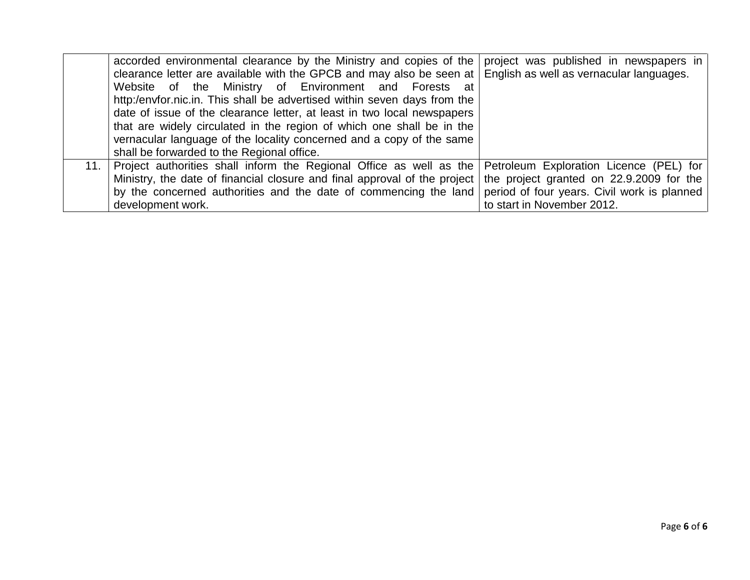| | | |
|---|---|---|
| | accorded environmental clearance by the Ministry and copies of the clearance letter are available with the GPCB and may also be seen at Website of the Ministry of Environment and Forests at http:/envfor.nic.in. This shall be advertised within seven days from the date of issue of the clearance letter, at least in two local newspapers that are widely circulated in the region of which one shall be in the vernacular language of the locality concerned and a copy of the same shall be forwarded to the Regional office. | project was published in newspapers in English as well as vernacular languages. |
| 11. | Project authorities shall inform the Regional Office as well as the Ministry, the date of financial closure and final approval of the project by the concerned authorities and the date of commencing the land development work. | Petroleum Exploration Licence (PEL) for the project granted on 22.9.2009 for the period of four years. Civil work is planned to start in November 2012. |